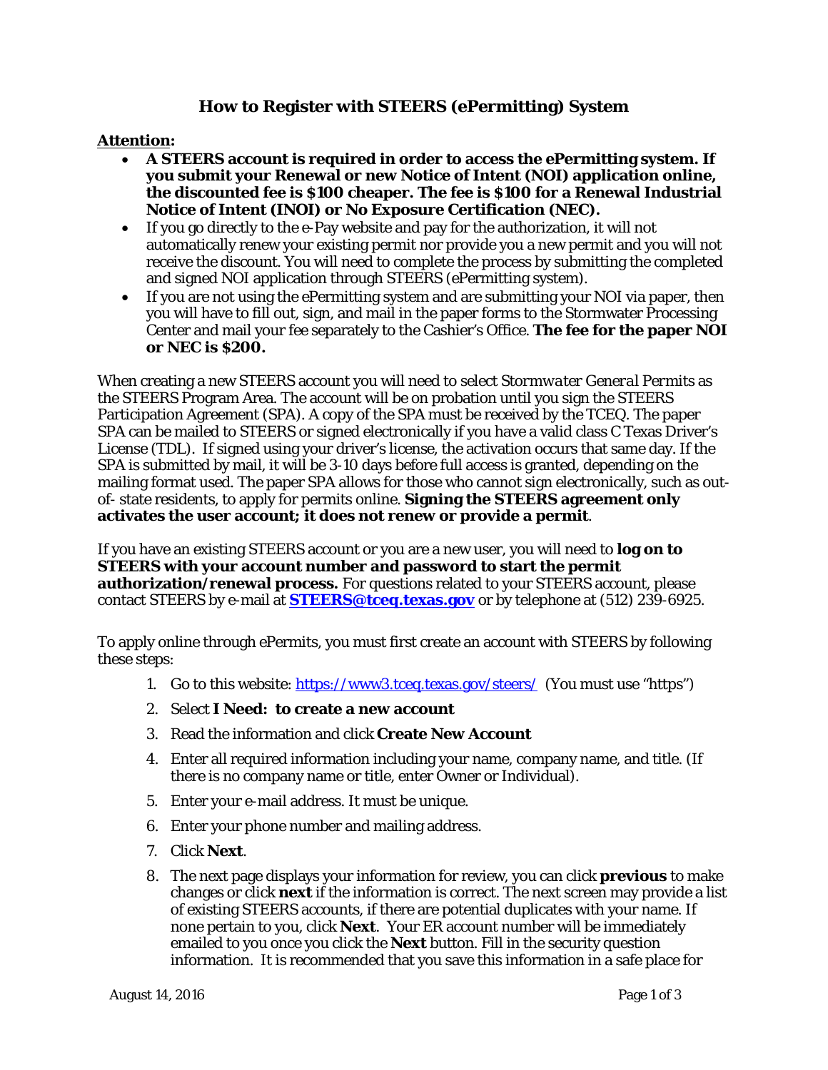# How to Register with STEERS (ePermitting) System

**Attention:**

- **A STEERS account is required in order to access the ePermitting system. If you submit your Renewal or new Notice of Intent (NOI) application online, the discounted fee is $100 cheaper. The fee is $100 for a Renewal Industrial Notice of Intent (INOI) or No Exposure Certification (NEC).**
- If you go directly to the e-Pay website and pay for the authorization, it will not automatically renew your existing permit nor provide you a new permit and you will not receive the discount. You will need to complete the process by submitting the completed and signed NOI application through STEERS (ePermitting system).
- If you are not using the ePermitting system and are submitting your NOI via paper, then you will have to fill out, sign, and mail in the paper forms to the Stormwater Processing Center and mail your fee separately to the Cashier's Office. **The fee for the paper NOI or NEC is $200.**

When creating a new STEERS account you will need to select *Stormwater General Permits* as the STEERS Program Area. The account will be on probation until you sign the STEERS Participation Agreement (SPA). A copy of the SPA must be received by the TCEQ. The paper SPA can be mailed to STEERS or signed electronically if you have a valid class C Texas Driver's License (TDL). If signed using your driver's license, the activation occurs that same day. If the SPA is submitted by mail, it will be 3-10 days before full access is granted, depending on the mailing format used. The paper SPA allows for those who cannot sign electronically, such as out-of- state residents, to apply for permits online. **Signing the STEERS agreement only activates the user account; it does not renew or provide a permit**.

If you have an existing STEERS account or you are a new user, you will need to **log on to STEERS with your account number and password to start the permit authorization/renewal process.** For questions related to your STEERS account, please contact STEERS by e-mail at **[STEERS@tceq.texas.gov](mailto:STEERS@tceq.texas.gov)** or by telephone at (512) 239-6925.

To apply online through ePermits, you must first create an account with STEERS by following these steps:

1. Go to this website: [https://www3.tceq.texas.gov/steers/](https://www3.tceq.texas.gov/steers/) (You must use "https")
2. Select **I Need: to create a new account**
3. Read the information and click **Create New Account**
4. Enter all required information including your name, company name, and title. (If there is no company name or title, enter Owner or Individual).
5. Enter your e-mail address. It must be unique.
6. Enter your phone number and mailing address.
7. Click **Next**.
8. The next page displays your information for review, you can click **previous** to make changes or click **next** if the information is correct. The next screen may provide a list of existing STEERS accounts, if there are potential duplicates with your name. If none pertain to you, click **Next**. Your ER account number will be immediately emailed to you once you click the **Next** button. Fill in the security question information. It is recommended that you save this information in a safe place for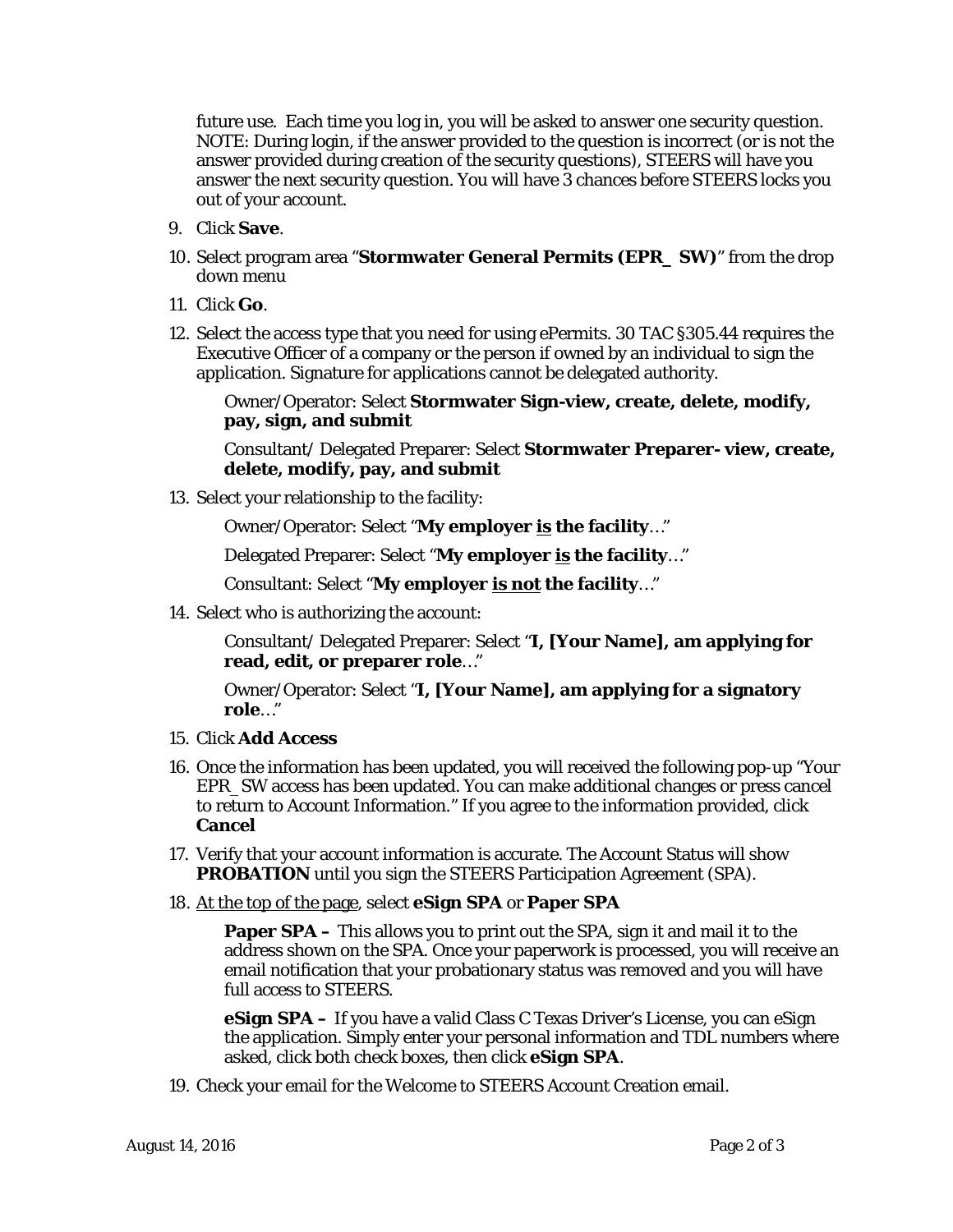future use. Each time you log in, you will be asked to answer one security question. NOTE: During login, if the answer provided to the question is incorrect (or is not the answer provided during creation of the security questions), STEERS will have you answer the next security question. You will have 3 chances before STEERS locks you out of your account.

9. Click **Save**.
10. Select program area "**Stormwater General Permits (EPR_ SW)**" from the drop down menu
11. Click **Go**.
12. Select the access type that you need for using ePermits. 30 TAC §305.44 requires the Executive Officer of a company or the person if owned by an individual to sign the application. Signature for applications cannot be delegated authority.

    Owner/Operator: Select **Stormwater Sign-view, create, delete, modify, pay, sign, and submit**

    Consultant/ Delegated Preparer: Select **Stormwater Preparer- view, create, delete, modify, pay, and submit**

13. Select your relationship to the facility:

    Owner/Operator: Select "**My employer <u>is</u> the facility**…"

    Delegated Preparer: Select "**My employer <u>is</u> the facility**…"

    Consultant: Select "**My employer <u>is not</u> the facility**…"

14. Select who is authorizing the account:

    Consultant/ Delegated Preparer: Select "**I, [Your Name], am applying for read, edit, or preparer role**…"

    Owner/Operator: Select "**I, [Your Name], am applying for a signatory role**…"

15. Click **Add Access**
16. Once the information has been updated, you will received the following pop-up "Your EPR_SW access has been updated. You can make additional changes or press cancel to return to Account Information." If you agree to the information provided, click **Cancel**
17. Verify that your account information is accurate. The Account Status will show **PROBATION** until you sign the STEERS Participation Agreement (SPA).
18. <u>At the top of the page</u>, select **eSign SPA** or **Paper SPA**

    **Paper SPA –** This allows you to print out the SPA, sign it and mail it to the address shown on the SPA. Once your paperwork is processed, you will receive an email notification that your probationary status was removed and you will have full access to STEERS.

    **eSign SPA –** If you have a valid Class C Texas Driver's License, you can eSign the application. Simply enter your personal information and TDL numbers where asked, click both check boxes, then click **eSign SPA**.

19. Check your email for the Welcome to STEERS Account Creation email.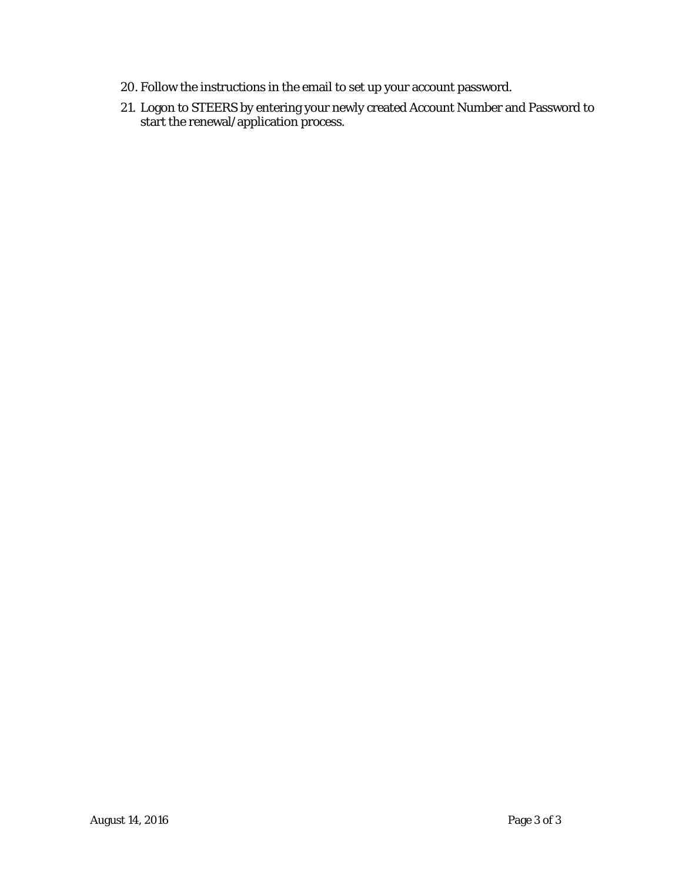20. Follow the instructions in the email to set up your account password.
21. Logon to STEERS by entering your newly created Account Number and Password to start the renewal/application process.